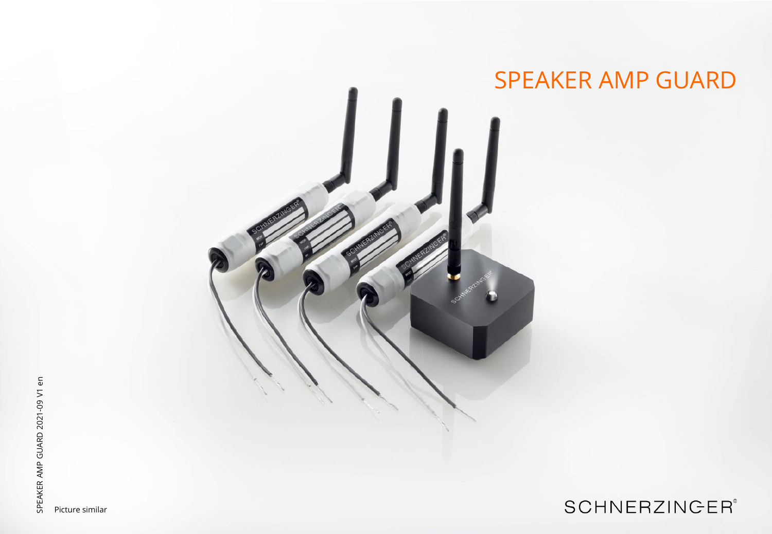# SPEAKER AMP GUARD

SPEAKER AMP GUARD 2021-09 V1 en

Picture similar

SCHNERZINGER®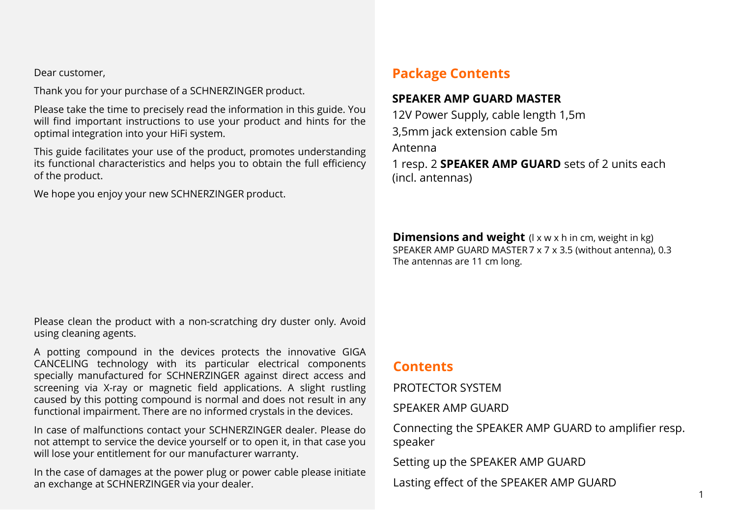Dear customer,

Thank you for your purchase of a SCHNERZINGER product.

Please take the time to precisely read the information in this guide. You will find important instructions to use your product and hints for the optimal integration into your HiFi system.

This guide facilitates your use of the product, promotes understanding its functional characteristics and helps you to obtain the full efficiency of the product.

We hope you enjoy your new SCHNERZINGER product.

Please clean the product with a non-scratching dry duster only. Avoid using cleaning agents.

A potting compound in the devices protects the innovative GIGA CANCELING technology with its particular electrical components specially manufactured for SCHNERZINGER against direct access and screening via X-ray or magnetic field applications. A slight rustling caused by this potting compound is normal and does not result in any functional impairment. There are no informed crystals in the devices.

In case of malfunctions contact your SCHNERZINGER dealer. Please do not attempt to service the device yourself or to open it, in that case you will lose your entitlement for our manufacturer warranty.

In the case of damages at the power plug or power cable please initiate an exchange at SCHNERZINGER via your dealer.

## Package Contents

**SPEAKER AMP GUARD MASTER**

12V Power Supply, cable length 1,5m

3,5mm jack extension cable 5m

Antenna

1 resp. 2 **SPEAKER AMP GUARD** sets of 2 units each (incl. antennas)

**Dimensions and weight** (l x w x h in cm, weight in kg)
SPEAKER AMP GUARD MASTER 7 x 7 x 3.5 (without antenna), 0.3
The antennas are 11 cm long.

## Contents

PROTECTOR SYSTEM

SPEAKER AMP GUARD

Connecting the SPEAKER AMP GUARD to amplifier resp. speaker

Setting up the SPEAKER AMP GUARD

Lasting effect of the SPEAKER AMP GUARD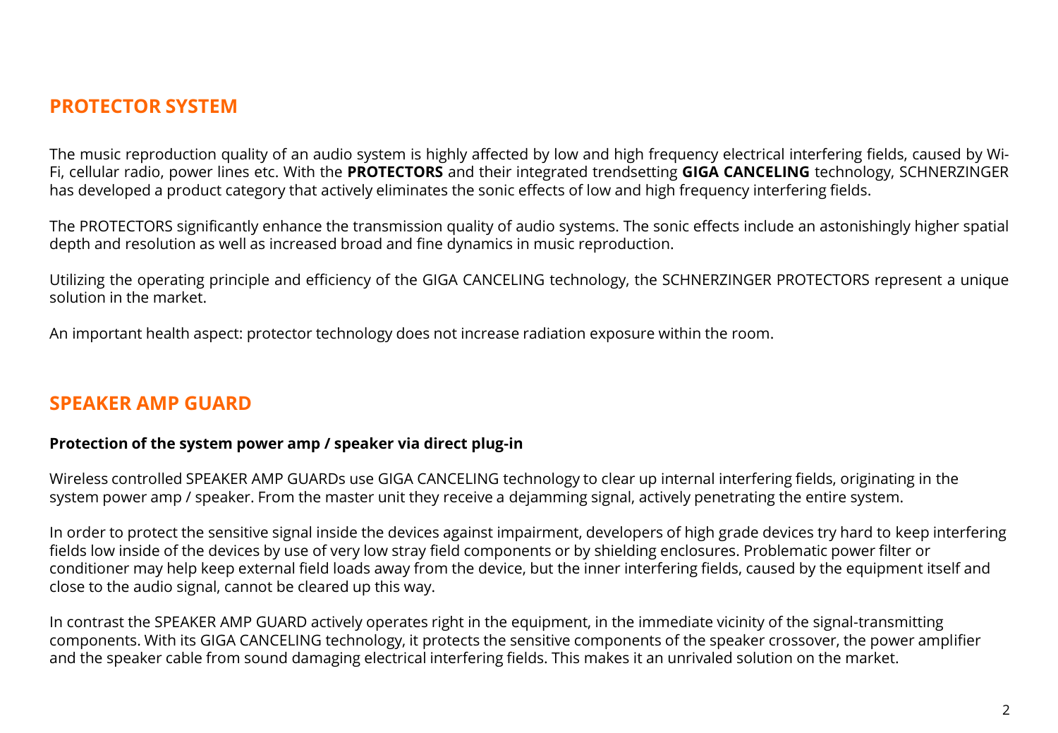## PROTECTOR SYSTEM

The music reproduction quality of an audio system is highly affected by low and high frequency electrical interfering fields, caused by Wi-Fi, cellular radio, power lines etc. With the **PROTECTORS** and their integrated trendsetting **GIGA CANCELING** technology, SCHNERZINGER has developed a product category that actively eliminates the sonic effects of low and high frequency interfering fields.

The PROTECTORS significantly enhance the transmission quality of audio systems. The sonic effects include an astonishingly higher spatial depth and resolution as well as increased broad and fine dynamics in music reproduction.

Utilizing the operating principle and efficiency of the GIGA CANCELING technology, the SCHNERZINGER PROTECTORS represent a unique solution in the market.

An important health aspect: protector technology does not increase radiation exposure within the room.

## SPEAKER AMP GUARD

**Protection of the system power amp / speaker via direct plug-in**

Wireless controlled SPEAKER AMP GUARDs use GIGA CANCELING technology to clear up internal interfering fields, originating in the system power amp / speaker. From the master unit they receive a dejamming signal, actively penetrating the entire system.

In order to protect the sensitive signal inside the devices against impairment, developers of high grade devices try hard to keep interfering fields low inside of the devices by use of very low stray field components or by shielding enclosures. Problematic power filter or conditioner may help keep external field loads away from the device, but the inner interfering fields, caused by the equipment itself and close to the audio signal, cannot be cleared up this way.

In contrast the SPEAKER AMP GUARD actively operates right in the equipment, in the immediate vicinity of the signal-transmitting components. With its GIGA CANCELING technology, it protects the sensitive components of the speaker crossover, the power amplifier and the speaker cable from sound damaging electrical interfering fields. This makes it an unrivaled solution on the market.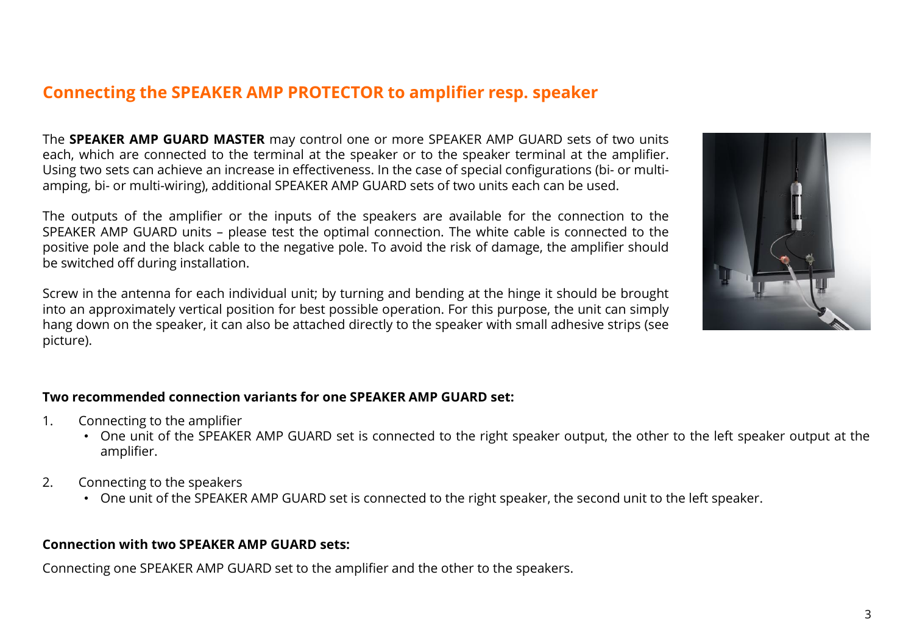## Connecting the SPEAKER AMP PROTECTOR to amplifier resp. speaker

The **SPEAKER AMP GUARD MASTER** may control one or more SPEAKER AMP GUARD sets of two units each, which are connected to the terminal at the speaker or to the speaker terminal at the amplifier. Using two sets can achieve an increase in effectiveness. In the case of special configurations (bi- or multi-amping, bi- or multi-wiring), additional SPEAKER AMP GUARD sets of two units each can be used.

The outputs of the amplifier or the inputs of the speakers are available for the connection to the SPEAKER AMP GUARD units – please test the optimal connection. The white cable is connected to the positive pole and the black cable to the negative pole. To avoid the risk of damage, the amplifier should be switched off during installation.

Screw in the antenna for each individual unit; by turning and bending at the hinge it should be brought into an approximately vertical position for best possible operation. For this purpose, the unit can simply hang down on the speaker, it can also be attached directly to the speaker with small adhesive strips (see picture).

**Two recommended connection variants for one SPEAKER AMP GUARD set:**

1. Connecting to the amplifier
   - One unit of the SPEAKER AMP GUARD set is connected to the right speaker output, the other to the left speaker output at the amplifier.
2. Connecting to the speakers
   - One unit of the SPEAKER AMP GUARD set is connected to the right speaker, the second unit to the left speaker.

**Connection with two SPEAKER AMP GUARD sets:**

Connecting one SPEAKER AMP GUARD set to the amplifier and the other to the speakers.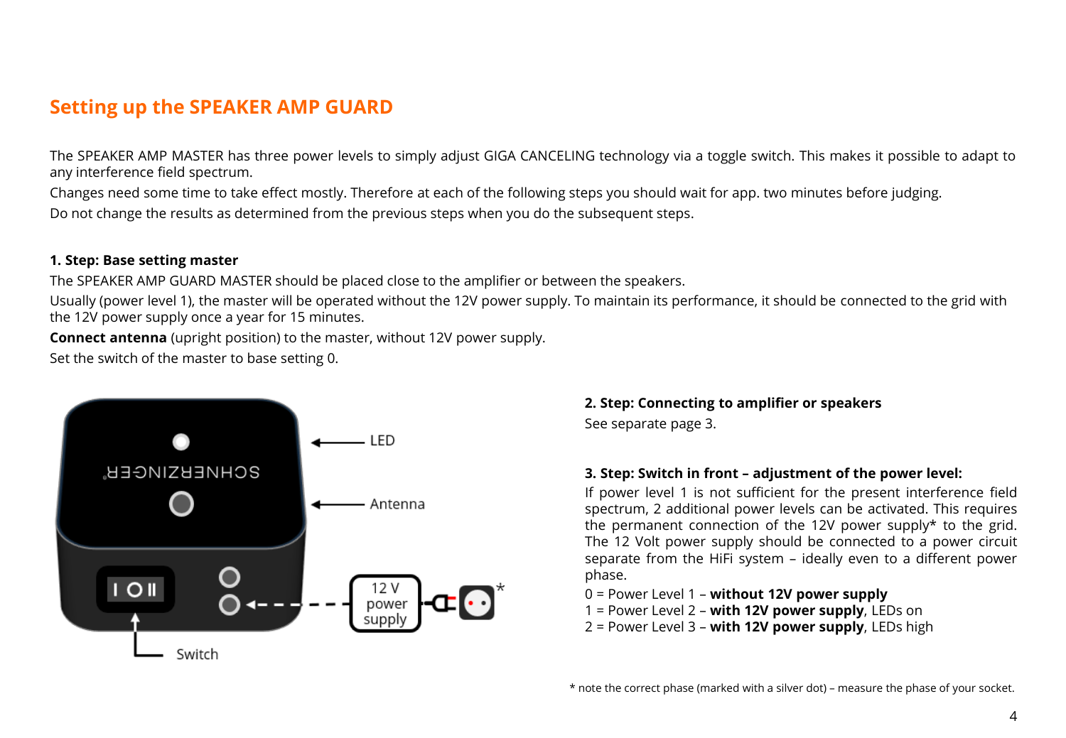## Setting up the SPEAKER AMP GUARD

The SPEAKER AMP MASTER has three power levels to simply adjust GIGA CANCELING technology via a toggle switch. This makes it possible to adapt to any interference field spectrum.

Changes need some time to take effect mostly. Therefore at each of the following steps you should wait for app. two minutes before judging.

Do not change the results as determined from the previous steps when you do the subsequent steps.

### 1. Step: Base setting master

The SPEAKER AMP GUARD MASTER should be placed close to the amplifier or between the speakers.

Usually (power level 1), the master will be operated without the 12V power supply. To maintain its performance, it should be connected to the grid with the 12V power supply once a year for 15 minutes.

**Connect antenna** (upright position) to the master, without 12V power supply.

Set the switch of the master to base setting 0.

LED

Antenna

12 V power supply *

Switch

### 2. Step: Connecting to amplifier or speakers

See separate page 3.

### 3. Step: Switch in front – adjustment of the power level:

If power level 1 is not sufficient for the present interference field spectrum, 2 additional power levels can be activated. This requires the permanent connection of the 12V power supply* to the grid. The 12 Volt power supply should be connected to a power circuit separate from the HiFi system – ideally even to a different power phase.

0 = Power Level 1 – **without 12V power supply**
1 = Power Level 2 – **with 12V power supply**, LEDs on
2 = Power Level 3 – **with 12V power supply**, LEDs high

* note the correct phase (marked with a silver dot) – measure the phase of your socket.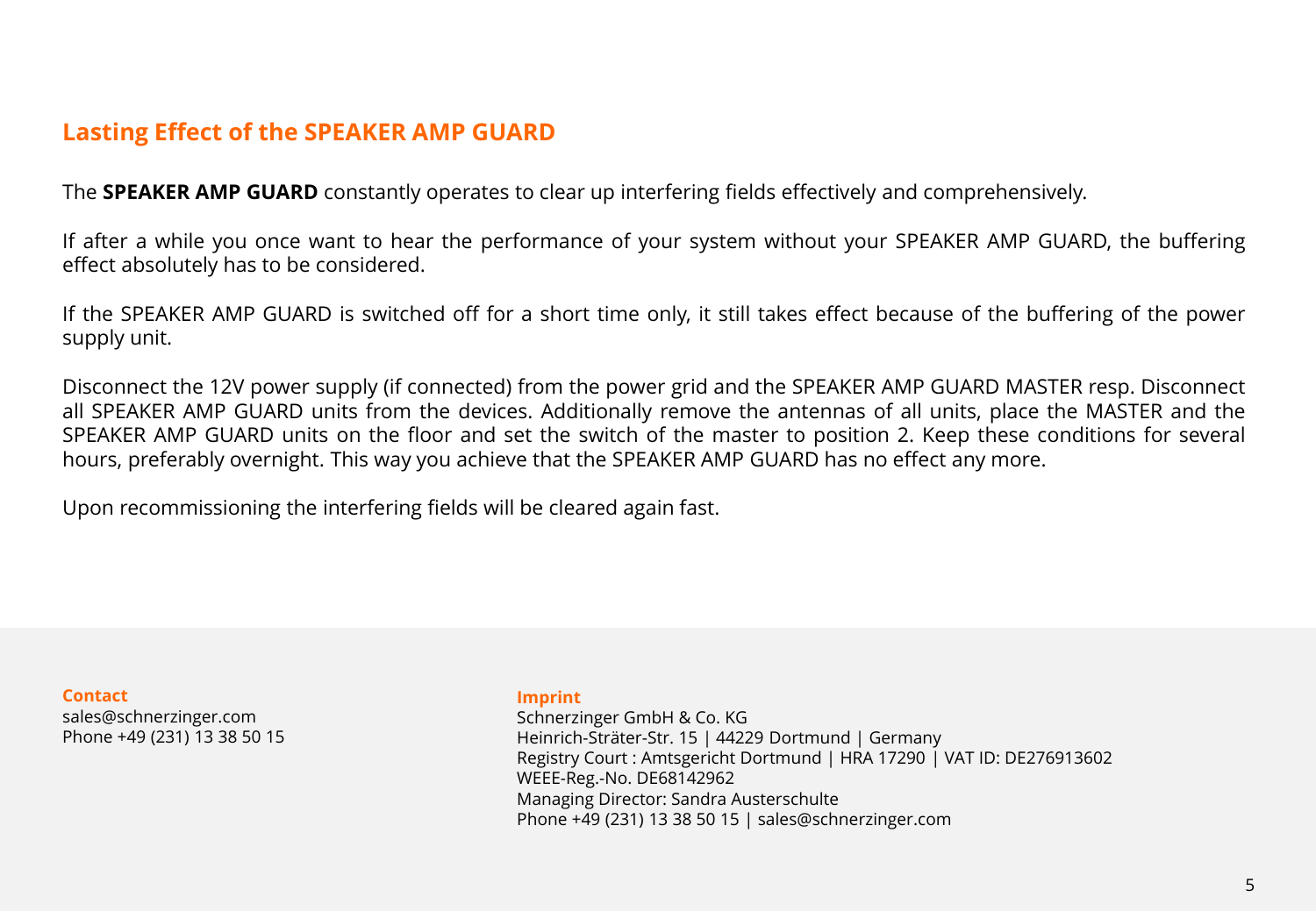## Lasting Effect of the SPEAKER AMP GUARD

The **SPEAKER AMP GUARD** constantly operates to clear up interfering fields effectively and comprehensively.

If after a while you once want to hear the performance of your system without your SPEAKER AMP GUARD, the buffering effect absolutely has to be considered.

If the SPEAKER AMP GUARD is switched off for a short time only, it still takes effect because of the buffering of the power supply unit.

Disconnect the 12V power supply (if connected) from the power grid and the SPEAKER AMP GUARD MASTER resp. Disconnect all SPEAKER AMP GUARD units from the devices. Additionally remove the antennas of all units, place the MASTER and the SPEAKER AMP GUARD units on the floor and set the switch of the master to position 2. Keep these conditions for several hours, preferably overnight. This way you achieve that the SPEAKER AMP GUARD has no effect any more.

Upon recommissioning the interfering fields will be cleared again fast.

**Contact**
sales@schnerzinger.com
Phone +49 (231) 13 38 50 15

**Imprint**
Schnerzinger GmbH & Co. KG
Heinrich-Sträter-Str. 15 | 44229 Dortmund | Germany
Registry Court : Amtsgericht Dortmund | HRA 17290 | VAT ID: DE276913602
WEEE-Reg.-No. DE68142962
Managing Director: Sandra Austerschulte
Phone +49 (231) 13 38 50 15 | sales@schnerzinger.com